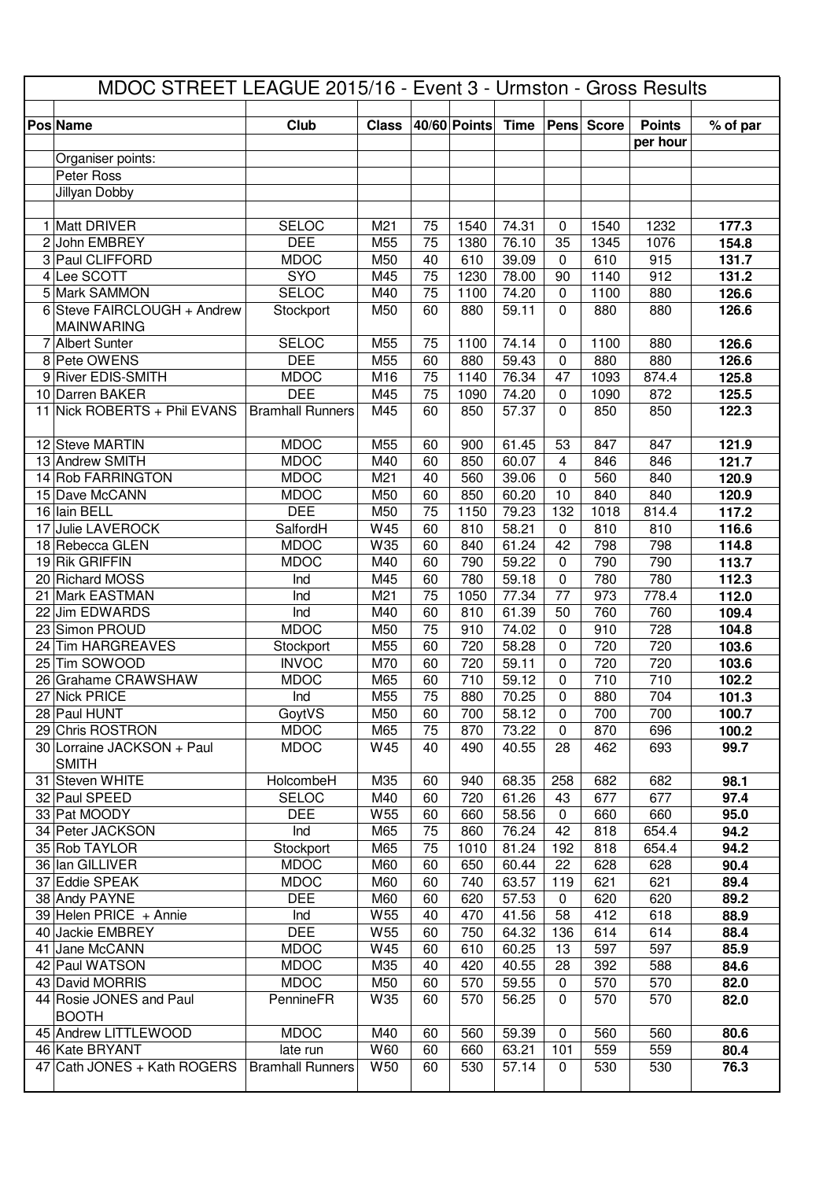# MDOC STREET LEAGUE 2015/16 - Event 3 - Urmston - Gross Results

| Pos | Name | Club | Class | 40/60 | Points | Time | Pens | Score | Points per hour | % of par |
|---|---|---|---|---|---|---|---|---|---|---|
| | Organiser points: | | | | | | | | | |
| | Peter Ross | | | | | | | | | |
| | Jillyan Dobby | | | | | | | | | |
| 1 | Matt DRIVER | SELOC | M21 | 75 | 1540 | 74.31 | 0 | 1540 | 1232 | **177.3** |
| 2 | John EMBREY | DEE | M55 | 75 | 1380 | 76.10 | 35 | 1345 | 1076 | **154.8** |
| 3 | Paul CLIFFORD | MDOC | M50 | 40 | 610 | 39.09 | 0 | 610 | 915 | **131.7** |
| 4 | Lee SCOTT | SYO | M45 | 75 | 1230 | 78.00 | 90 | 1140 | 912 | **131.2** |
| 5 | Mark SAMMON | SELOC | M40 | 75 | 1100 | 74.20 | 0 | 1100 | 880 | **126.6** |
| 6 | Steve FAIRCLOUGH + Andrew MAINWARING | Stockport | M50 | 60 | 880 | 59.11 | 0 | 880 | 880 | **126.6** |
| 7 | Albert Sunter | SELOC | M55 | 75 | 1100 | 74.14 | 0 | 1100 | 880 | **126.6** |
| 8 | Pete OWENS | DEE | M55 | 60 | 880 | 59.43 | 0 | 880 | 880 | **126.6** |
| 9 | River EDIS-SMITH | MDOC | M16 | 75 | 1140 | 76.34 | 47 | 1093 | 874.4 | **125.8** |
| 10 | Darren BAKER | DEE | M45 | 75 | 1090 | 74.20 | 0 | 1090 | 872 | **125.5** |
| 11 | Nick ROBERTS + Phil EVANS | Bramhall Runners | M45 | 60 | 850 | 57.37 | 0 | 850 | 850 | **122.3** |
| 12 | Steve MARTIN | MDOC | M55 | 60 | 900 | 61.45 | 53 | 847 | 847 | **121.9** |
| 13 | Andrew SMITH | MDOC | M40 | 60 | 850 | 60.07 | 4 | 846 | 846 | **121.7** |
| 14 | Rob FARRINGTON | MDOC | M21 | 40 | 560 | 39.06 | 0 | 560 | 840 | **120.9** |
| 15 | Dave McCANN | MDOC | M50 | 60 | 850 | 60.20 | 10 | 840 | 840 | **120.9** |
| 16 | Iain BELL | DEE | M50 | 75 | 1150 | 79.23 | 132 | 1018 | 814.4 | **117.2** |
| 17 | Julie LAVEROCK | SalfordH | W45 | 60 | 810 | 58.21 | 0 | 810 | 810 | **116.6** |
| 18 | Rebecca GLEN | MDOC | W35 | 60 | 840 | 61.24 | 42 | 798 | 798 | **114.8** |
| 19 | Rik GRIFFIN | MDOC | M40 | 60 | 790 | 59.22 | 0 | 790 | 790 | **113.7** |
| 20 | Richard MOSS | Ind | M45 | 60 | 780 | 59.18 | 0 | 780 | 780 | **112.3** |
| 21 | Mark EASTMAN | Ind | M21 | 75 | 1050 | 77.34 | 77 | 973 | 778.4 | **112.0** |
| 22 | Jim EDWARDS | Ind | M40 | 60 | 810 | 61.39 | 50 | 760 | 760 | **109.4** |
| 23 | Simon PROUD | MDOC | M50 | 75 | 910 | 74.02 | 0 | 910 | 728 | **104.8** |
| 24 | Tim HARGREAVES | Stockport | M55 | 60 | 720 | 58.28 | 0 | 720 | 720 | **103.6** |
| 25 | Tim SOWOOD | INVOC | M70 | 60 | 720 | 59.11 | 0 | 720 | 720 | **103.6** |
| 26 | Grahame CRAWSHAW | MDOC | M65 | 60 | 710 | 59.12 | 0 | 710 | 710 | **102.2** |
| 27 | Nick PRICE | Ind | M55 | 75 | 880 | 70.25 | 0 | 880 | 704 | **101.3** |
| 28 | Paul HUNT | GoytVS | M50 | 60 | 700 | 58.12 | 0 | 700 | 700 | **100.7** |
| 29 | Chris ROSTRON | MDOC | M65 | 75 | 870 | 73.22 | 0 | 870 | 696 | **100.2** |
| 30 | Lorraine JACKSON + Paul SMITH | MDOC | W45 | 40 | 490 | 40.55 | 28 | 462 | 693 | **99.7** |
| 31 | Steven WHITE | HolcombeH | M35 | 60 | 940 | 68.35 | 258 | 682 | 682 | **98.1** |
| 32 | Paul SPEED | SELOC | M40 | 60 | 720 | 61.26 | 43 | 677 | 677 | **97.4** |
| 33 | Pat MOODY | DEE | W55 | 60 | 660 | 58.56 | 0 | 660 | 660 | **95.0** |
| 34 | Peter JACKSON | Ind | M65 | 75 | 860 | 76.24 | 42 | 818 | 654.4 | **94.2** |
| 35 | Rob TAYLOR | Stockport | M65 | 75 | 1010 | 81.24 | 192 | 818 | 654.4 | **94.2** |
| 36 | Ian GILLIVER | MDOC | M60 | 60 | 650 | 60.44 | 22 | 628 | 628 | **90.4** |
| 37 | Eddie SPEAK | MDOC | M60 | 60 | 740 | 63.57 | 119 | 621 | 621 | **89.4** |
| 38 | Andy PAYNE | DEE | M60 | 60 | 620 | 57.53 | 0 | 620 | 620 | **89.2** |
| 39 | Helen PRICE + Annie | Ind | W55 | 40 | 470 | 41.56 | 58 | 412 | 618 | **88.9** |
| 40 | Jackie EMBREY | DEE | W55 | 60 | 750 | 64.32 | 136 | 614 | 614 | **88.4** |
| 41 | Jane McCANN | MDOC | W45 | 60 | 610 | 60.25 | 13 | 597 | 597 | **85.9** |
| 42 | Paul WATSON | MDOC | M35 | 40 | 420 | 40.55 | 28 | 392 | 588 | **84.6** |
| 43 | David MORRIS | MDOC | M50 | 60 | 570 | 59.55 | 0 | 570 | 570 | **82.0** |
| 44 | Rosie JONES and Paul BOOTH | PennineFR | W35 | 60 | 570 | 56.25 | 0 | 570 | 570 | **82.0** |
| 45 | Andrew LITTLEWOOD | MDOC | M40 | 60 | 560 | 59.39 | 0 | 560 | 560 | **80.6** |
| 46 | Kate BRYANT | late run | W60 | 60 | 660 | 63.21 | 101 | 559 | 559 | **80.4** |
| 47 | Cath JONES + Kath ROGERS | Bramhall Runners | W50 | 60 | 530 | 57.14 | 0 | 530 | 530 | **76.3** |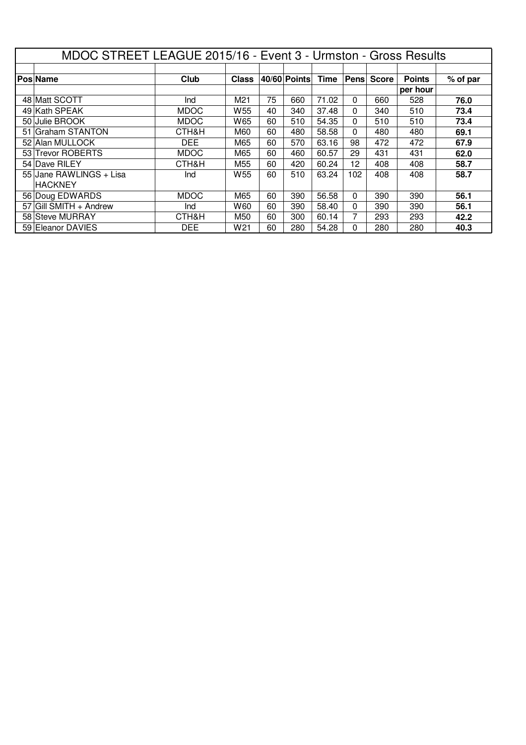# MDOC STREET LEAGUE 2015/16 - Event 3 - Urmston - Gross Results

| Pos | Name | Club | Class | 40/60 | Points | Time | Pens | Score | Points per hour | % of par |
|---|---|---|---|---|---|---|---|---|---|---|
| 48 | Matt SCOTT | Ind | M21 | 75 | 660 | 71.02 | 0 | 660 | 528 | **76.0** |
| 49 | Kath SPEAK | MDOC | W55 | 40 | 340 | 37.48 | 0 | 340 | 510 | **73.4** |
| 50 | Julie BROOK | MDOC | W65 | 60 | 510 | 54.35 | 0 | 510 | 510 | **73.4** |
| 51 | Graham STANTON | CTH&H | M60 | 60 | 480 | 58.58 | 0 | 480 | 480 | **69.1** |
| 52 | Alan MULLOCK | DEE | M65 | 60 | 570 | 63.16 | 98 | 472 | 472 | **67.9** |
| 53 | Trevor ROBERTS | MDOC | M65 | 60 | 460 | 60.57 | 29 | 431 | 431 | **62.0** |
| 54 | Dave RILEY | CTH&H | M55 | 60 | 420 | 60.24 | 12 | 408 | 408 | **58.7** |
| 55 | Jane RAWLINGS + Lisa HACKNEY | Ind | W55 | 60 | 510 | 63.24 | 102 | 408 | 408 | **58.7** |
| 56 | Doug EDWARDS | MDOC | M65 | 60 | 390 | 56.58 | 0 | 390 | 390 | **56.1** |
| 57 | Gill SMITH + Andrew | Ind | W60 | 60 | 390 | 58.40 | 0 | 390 | 390 | **56.1** |
| 58 | Steve MURRAY | CTH&H | M50 | 60 | 300 | 60.14 | 7 | 293 | 293 | **42.2** |
| 59 | Eleanor DAVIES | DEE | W21 | 60 | 280 | 54.28 | 0 | 280 | 280 | **40.3** |